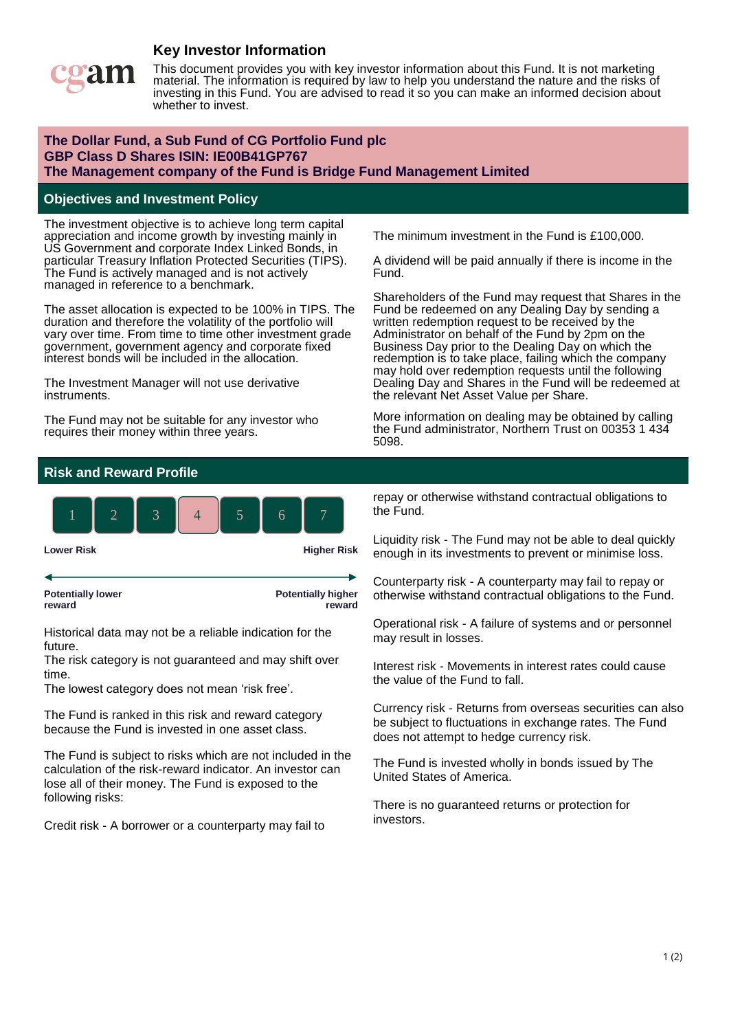# Key Investor Information

This document provides you with key investor information about this Fund. It is not marketing material. The information is required by law to help you understand the nature and the risks of investing in this Fund. You are advised to read it so you can make an informed decision about whether to invest.

**The Dollar Fund, a Sub Fund of CG Portfolio Fund plc**
**GBP Class D Shares ISIN: IE00B41GP767**
**The Management company of the Fund is Bridge Fund Management Limited**

## Objectives and Investment Policy

The investment objective is to achieve long term capital appreciation and income growth by investing mainly in US Government and corporate Index Linked Bonds, in particular Treasury Inflation Protected Securities (TIPS). The Fund is actively managed and is not actively managed in reference to a benchmark.

The asset allocation is expected to be 100% in TIPS. The duration and therefore the volatility of the portfolio will vary over time. From time to time other investment grade government, government agency and corporate fixed interest bonds will be included in the allocation.

The Investment Manager will not use derivative instruments.

The Fund may not be suitable for any investor who requires their money within three years.

The minimum investment in the Fund is £100,000.

A dividend will be paid annually if there is income in the Fund.

Shareholders of the Fund may request that Shares in the Fund be redeemed on any Dealing Day by sending a written redemption request to be received by the Administrator on behalf of the Fund by 2pm on the Business Day prior to the Dealing Day on which the redemption is to take place, failing which the company may hold over redemption requests until the following Dealing Day and Shares in the Fund will be redeemed at the relevant Net Asset Value per Share.

More information on dealing may be obtained by calling the Fund administrator, Northern Trust on 00353 1 434 5098.

## Risk and Reward Profile

| 1 | 2 | 3 | **4** | 5 | 6 | 7 |
|---|---|---|---|---|---|---|

**Lower Risk** ← → **Higher Risk**

**Potentially lower reward** — **Potentially higher reward**

Historical data may not be a reliable indication for the future.
The risk category is not guaranteed and may shift over time.
The lowest category does not mean 'risk free'.

The Fund is ranked in this risk and reward category because the Fund is invested in one asset class.

The Fund is subject to risks which are not included in the calculation of the risk-reward indicator. An investor can lose all of their money. The Fund is exposed to the following risks:

Credit risk - A borrower or a counterparty may fail to repay or otherwise withstand contractual obligations to the Fund.

Liquidity risk - The Fund may not be able to deal quickly enough in its investments to prevent or minimise loss.

Counterparty risk - A counterparty may fail to repay or otherwise withstand contractual obligations to the Fund.

Operational risk - A failure of systems and or personnel may result in losses.

Interest risk - Movements in interest rates could cause the value of the Fund to fall.

Currency risk - Returns from overseas securities can also be subject to fluctuations in exchange rates. The Fund does not attempt to hedge currency risk.

The Fund is invested wholly in bonds issued by The United States of America.

There is no guaranteed returns or protection for investors.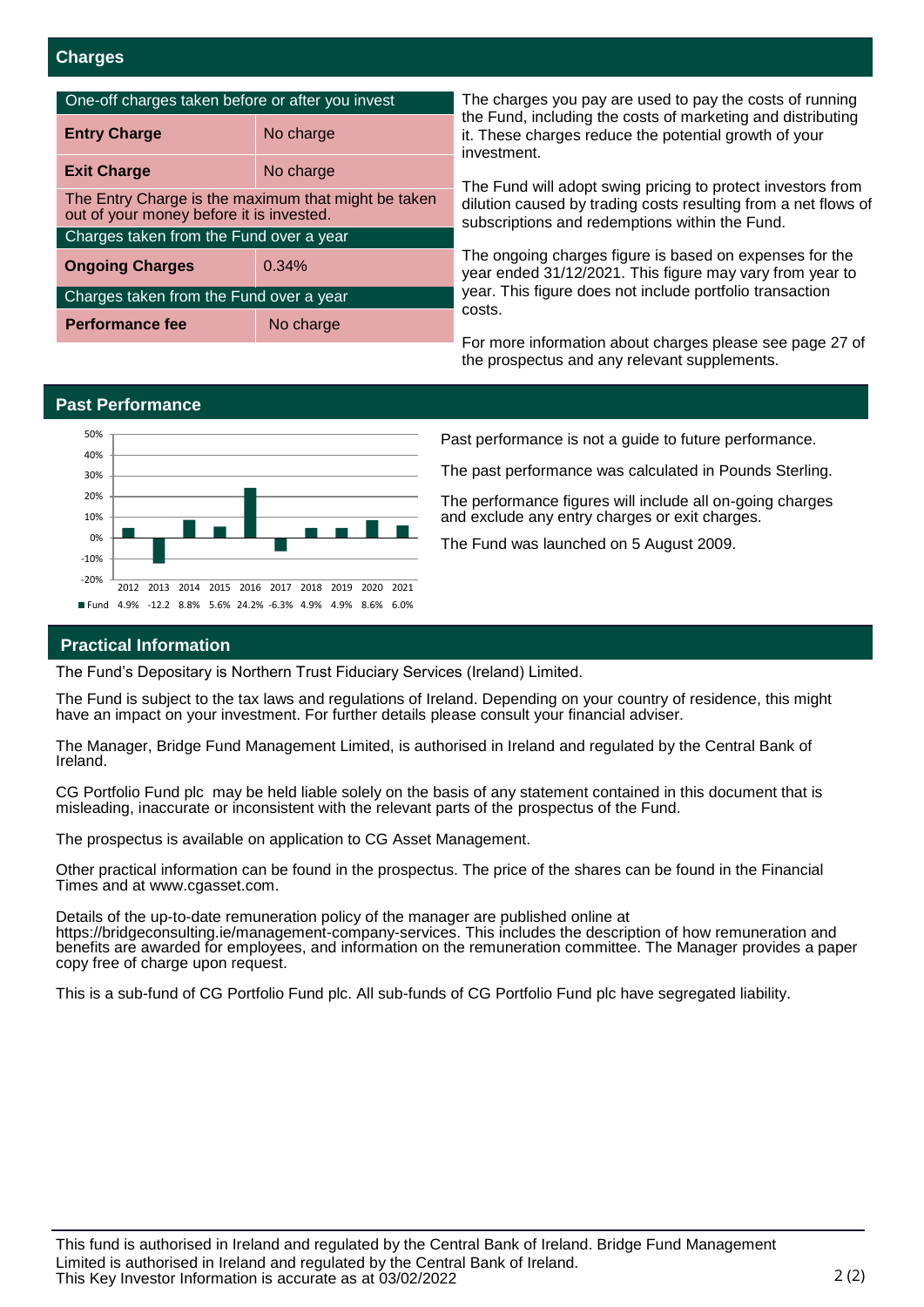## Charges

| One-off charges taken before or after you invest | |
|---|---|
| **Entry Charge** | No charge |
| **Exit Charge** | No charge |
| The Entry Charge is the maximum that might be taken out of your money before it is invested. | |
| Charges taken from the Fund over a year | |
| **Ongoing Charges** | 0.34% |
| Charges taken from the Fund over a year | |
| **Performance fee** | No charge |

The charges you pay are used to pay the costs of running the Fund, including the costs of marketing and distributing it. These charges reduce the potential growth of your investment.

The Fund will adopt swing pricing to protect investors from dilution caused by trading costs resulting from a net flows of subscriptions and redemptions within the Fund.

The ongoing charges figure is based on expenses for the year ended 31/12/2021. This figure may vary from year to year. This figure does not include portfolio transaction costs.

For more information about charges please see page 27 of the prospectus and any relevant supplements.

## Past Performance

50%
40%
30%
20%
10%
0%
-10%
-20%

2012 2013 2014 2015 2016 2017 2018 2019 2020 2021

Fund 4.9% -12.2 8.8% 5.6% 24.2% -6.3% 4.9% 4.9% 8.6% 6.0%

Past performance is not a guide to future performance.

The past performance was calculated in Pounds Sterling.

The performance figures will include all on-going charges and exclude any entry charges or exit charges.

The Fund was launched on 5 August 2009.

## Practical Information

The Fund's Depositary is Northern Trust Fiduciary Services (Ireland) Limited.

The Fund is subject to the tax laws and regulations of Ireland. Depending on your country of residence, this might have an impact on your investment. For further details please consult your financial adviser.

The Manager, Bridge Fund Management Limited, is authorised in Ireland and regulated by the Central Bank of Ireland.

CG Portfolio Fund plc may be held liable solely on the basis of any statement contained in this document that is misleading, inaccurate or inconsistent with the relevant parts of the prospectus of the Fund.

The prospectus is available on application to CG Asset Management.

Other practical information can be found in the prospectus. The price of the shares can be found in the Financial Times and at www.cgasset.com.

Details of the up-to-date remuneration policy of the manager are published online at https://bridgeconsulting.ie/management-company-services. This includes the description of how remuneration and benefits are awarded for employees, and information on the remuneration committee. The Manager provides a paper copy free of charge upon request.

This is a sub-fund of CG Portfolio Fund plc. All sub-funds of CG Portfolio Fund plc have segregated liability.

This fund is authorised in Ireland and regulated by the Central Bank of Ireland. Bridge Fund Management Limited is authorised in Ireland and regulated by the Central Bank of Ireland.
This Key Investor Information is accurate as at 03/02/2022